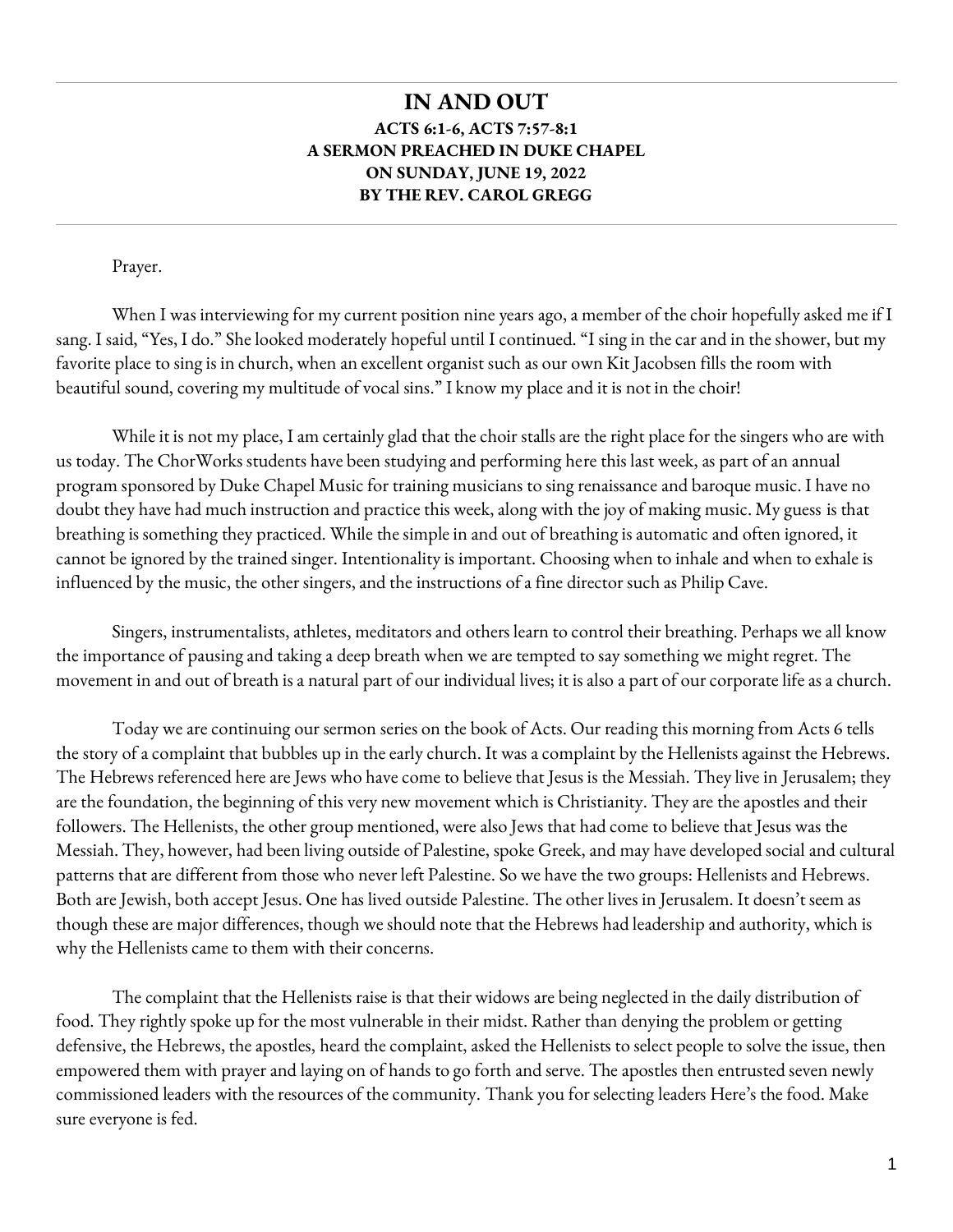# IN AND OUT

**ACTS 6:1-6, ACTS 7:57-8:1**
**A SERMON PREACHED IN DUKE CHAPEL**
**ON SUNDAY, JUNE 19, 2022**
**BY THE REV. CAROL GREGG**

---

Prayer.

When I was interviewing for my current position nine years ago, a member of the choir hopefully asked me if I sang. I said, "Yes, I do." She looked moderately hopeful until I continued. "I sing in the car and in the shower, but my favorite place to sing is in church, when an excellent organist such as our own Kit Jacobsen fills the room with beautiful sound, covering my multitude of vocal sins." I know my place and it is not in the choir!

While it is not my place, I am certainly glad that the choir stalls are the right place for the singers who are with us today. The ChorWorks students have been studying and performing here this last week, as part of an annual program sponsored by Duke Chapel Music for training musicians to sing renaissance and baroque music. I have no doubt they have had much instruction and practice this week, along with the joy of making music. My guess is that breathing is something they practiced. While the simple in and out of breathing is automatic and often ignored, it cannot be ignored by the trained singer. Intentionality is important. Choosing when to inhale and when to exhale is influenced by the music, the other singers, and the instructions of a fine director such as Philip Cave.

Singers, instrumentalists, athletes, meditators and others learn to control their breathing. Perhaps we all know the importance of pausing and taking a deep breath when we are tempted to say something we might regret. The movement in and out of breath is a natural part of our individual lives; it is also a part of our corporate life as a church.

Today we are continuing our sermon series on the book of Acts. Our reading this morning from Acts 6 tells the story of a complaint that bubbles up in the early church. It was a complaint by the Hellenists against the Hebrews. The Hebrews referenced here are Jews who have come to believe that Jesus is the Messiah. They live in Jerusalem; they are the foundation, the beginning of this very new movement which is Christianity. They are the apostles and their followers. The Hellenists, the other group mentioned, were also Jews that had come to believe that Jesus was the Messiah. They, however, had been living outside of Palestine, spoke Greek, and may have developed social and cultural patterns that are different from those who never left Palestine. So we have the two groups: Hellenists and Hebrews. Both are Jewish, both accept Jesus. One has lived outside Palestine. The other lives in Jerusalem. It doesn't seem as though these are major differences, though we should note that the Hebrews had leadership and authority, which is why the Hellenists came to them with their concerns.

The complaint that the Hellenists raise is that their widows are being neglected in the daily distribution of food. They rightly spoke up for the most vulnerable in their midst. Rather than denying the problem or getting defensive, the Hebrews, the apostles, heard the complaint, asked the Hellenists to select people to solve the issue, then empowered them with prayer and laying on of hands to go forth and serve. The apostles then entrusted seven newly commissioned leaders with the resources of the community. Thank you for selecting leaders Here's the food. Make sure everyone is fed.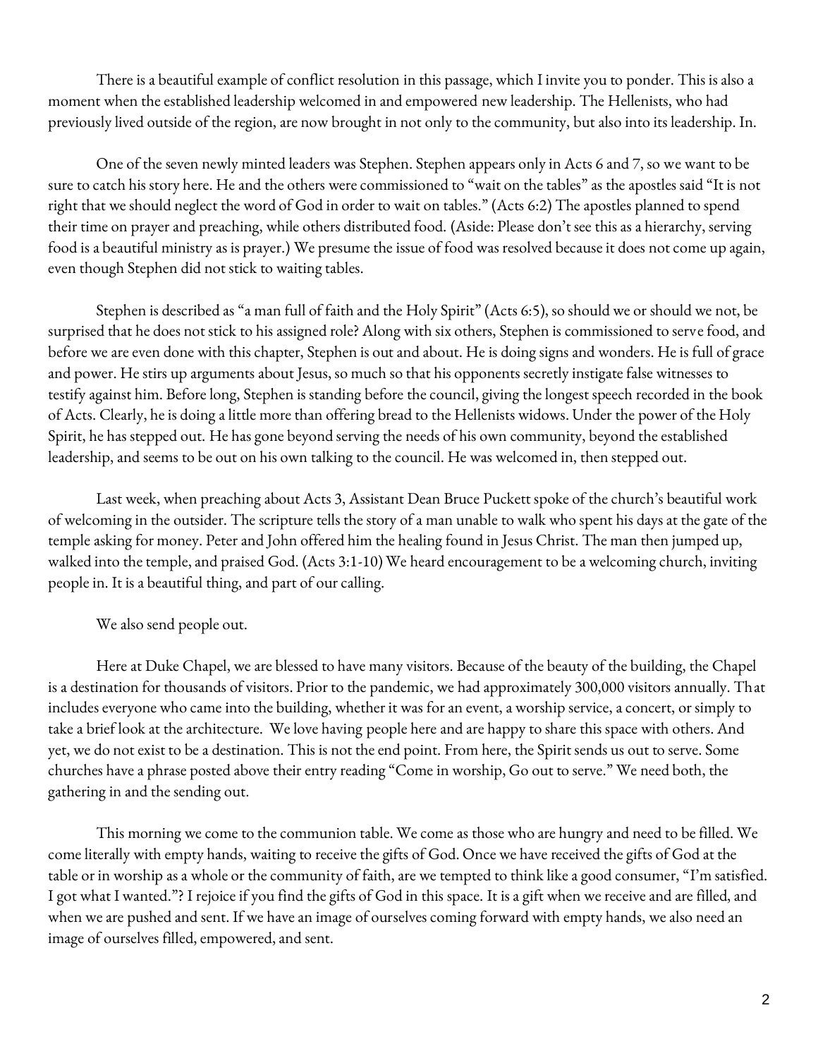There is a beautiful example of conflict resolution in this passage, which I invite you to ponder. This is also a moment when the established leadership welcomed in and empowered new leadership. The Hellenists, who had previously lived outside of the region, are now brought in not only to the community, but also into its leadership. In.

One of the seven newly minted leaders was Stephen. Stephen appears only in Acts 6 and 7, so we want to be sure to catch his story here. He and the others were commissioned to "wait on the tables" as the apostles said "It is not right that we should neglect the word of God in order to wait on tables." (Acts 6:2) The apostles planned to spend their time on prayer and preaching, while others distributed food. (Aside: Please don't see this as a hierarchy, serving food is a beautiful ministry as is prayer.) We presume the issue of food was resolved because it does not come up again, even though Stephen did not stick to waiting tables.

Stephen is described as "a man full of faith and the Holy Spirit" (Acts 6:5), so should we or should we not, be surprised that he does not stick to his assigned role? Along with six others, Stephen is commissioned to serve food, and before we are even done with this chapter, Stephen is out and about. He is doing signs and wonders. He is full of grace and power. He stirs up arguments about Jesus, so much so that his opponents secretly instigate false witnesses to testify against him. Before long, Stephen is standing before the council, giving the longest speech recorded in the book of Acts. Clearly, he is doing a little more than offering bread to the Hellenists widows. Under the power of the Holy Spirit, he has stepped out. He has gone beyond serving the needs of his own community, beyond the established leadership, and seems to be out on his own talking to the council. He was welcomed in, then stepped out.

Last week, when preaching about Acts 3, Assistant Dean Bruce Puckett spoke of the church's beautiful work of welcoming in the outsider. The scripture tells the story of a man unable to walk who spent his days at the gate of the temple asking for money. Peter and John offered him the healing found in Jesus Christ. The man then jumped up, walked into the temple, and praised God. (Acts 3:1-10) We heard encouragement to be a welcoming church, inviting people in. It is a beautiful thing, and part of our calling.

We also send people out.

Here at Duke Chapel, we are blessed to have many visitors. Because of the beauty of the building, the Chapel is a destination for thousands of visitors. Prior to the pandemic, we had approximately 300,000 visitors annually. That includes everyone who came into the building, whether it was for an event, a worship service, a concert, or simply to take a brief look at the architecture. We love having people here and are happy to share this space with others. And yet, we do not exist to be a destination. This is not the end point. From here, the Spirit sends us out to serve. Some churches have a phrase posted above their entry reading "Come in worship, Go out to serve." We need both, the gathering in and the sending out.

This morning we come to the communion table. We come as those who are hungry and need to be filled. We come literally with empty hands, waiting to receive the gifts of God. Once we have received the gifts of God at the table or in worship as a whole or the community of faith, are we tempted to think like a good consumer, "I'm satisfied. I got what I wanted."? I rejoice if you find the gifts of God in this space. It is a gift when we receive and are filled, and when we are pushed and sent. If we have an image of ourselves coming forward with empty hands, we also need an image of ourselves filled, empowered, and sent.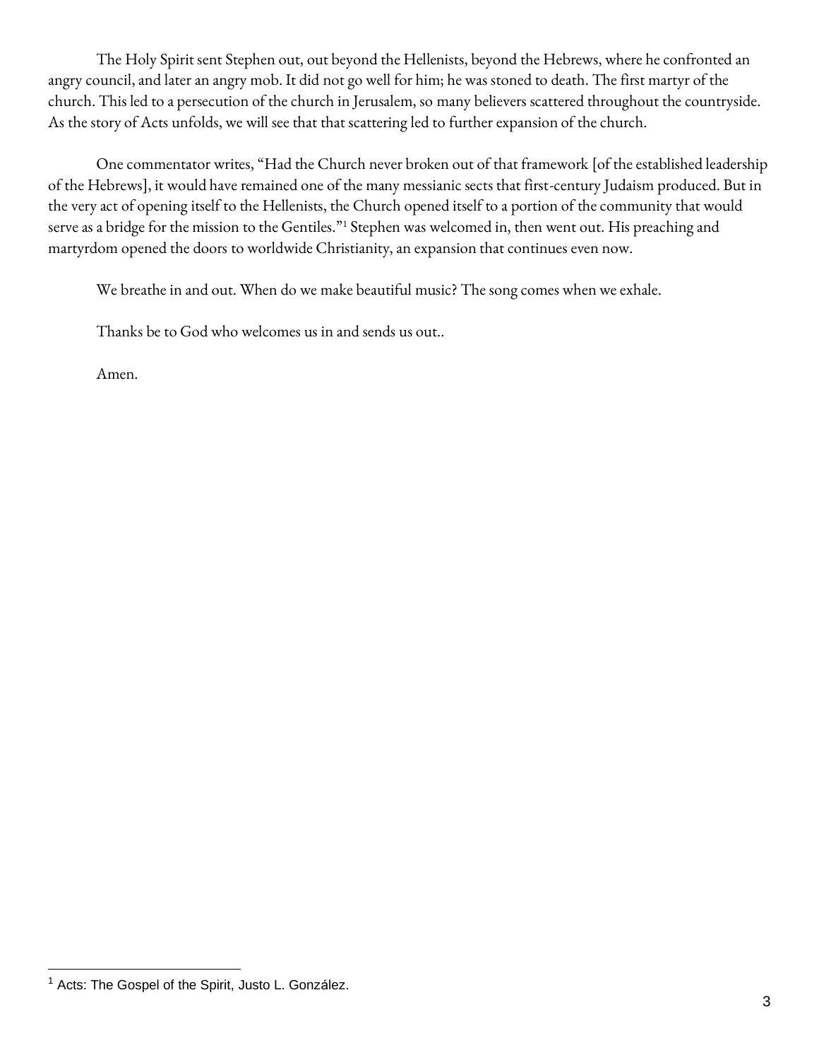The Holy Spirit sent Stephen out, out beyond the Hellenists, beyond the Hebrews, where he confronted an angry council, and later an angry mob. It did not go well for him; he was stoned to death. The first martyr of the church. This led to a persecution of the church in Jerusalem, so many believers scattered throughout the countryside. As the story of Acts unfolds, we will see that that scattering led to further expansion of the church.

One commentator writes, "Had the Church never broken out of that framework [of the established leadership of the Hebrews], it would have remained one of the many messianic sects that first-century Judaism produced. But in the very act of opening itself to the Hellenists, the Church opened itself to a portion of the community that would serve as a bridge for the mission to the Gentiles."[1] Stephen was welcomed in, then went out. His preaching and martyrdom opened the doors to worldwide Christianity, an expansion that continues even now.

We breathe in and out. When do we make beautiful music? The song comes when we exhale.

Thanks be to God who welcomes us in and sends us out..

Amen.

[1] Acts: The Gospel of the Spirit, Justo L. González.